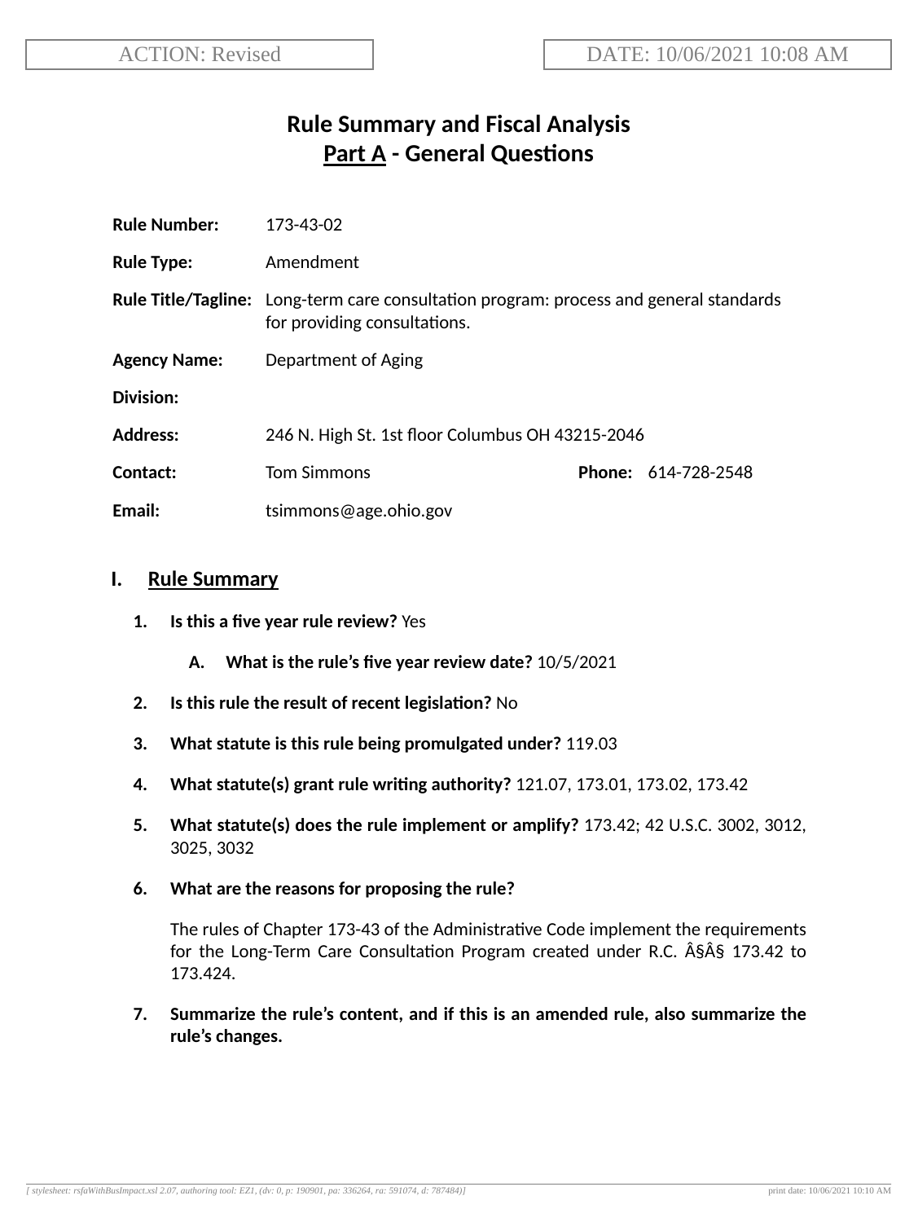ACTION: Revised

DATE: 10/06/2021 10:08 AM

# Rule Summary and Fiscal Analysis
## Part A - General Questions

**Rule Number:** 173-43-02

**Rule Type:** Amendment

**Rule Title/Tagline:** Long-term care consultation program: process and general standards for providing consultations.

**Agency Name:** Department of Aging

**Division:**

**Address:** 246 N. High St. 1st floor Columbus OH 43215-2046

**Contact:** Tom Simmons **Phone:** 614-728-2548

**Email:** tsimmons@age.ohio.gov

## I. Rule Summary

1. **Is this a five year rule review?** Yes

   A. **What is the rule's five year review date?** 10/5/2021

2. **Is this rule the result of recent legislation?** No

3. **What statute is this rule being promulgated under?** 119.03

4. **What statute(s) grant rule writing authority?** 121.07, 173.01, 173.02, 173.42

5. **What statute(s) does the rule implement or amplify?** 173.42; 42 U.S.C. 3002, 3012, 3025, 3032

6. **What are the reasons for proposing the rule?**

   The rules of Chapter 173-43 of the Administrative Code implement the requirements for the Long-Term Care Consultation Program created under R.C. Â§Â§ 173.42 to 173.424.

7. **Summarize the rule's content, and if this is an amended rule, also summarize the rule's changes.**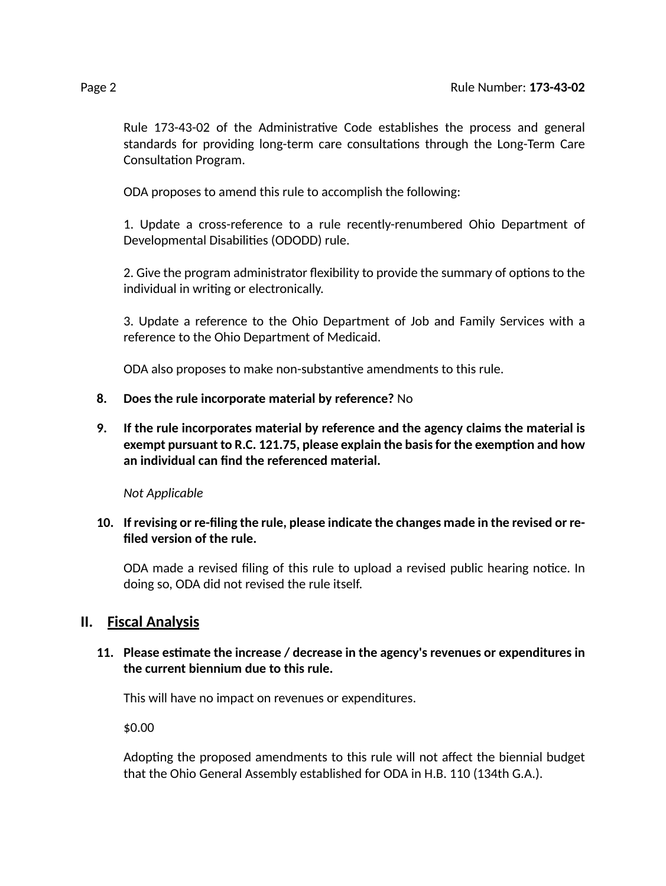Rule 173-43-02 of the Administrative Code establishes the process and general standards for providing long-term care consultations through the Long-Term Care Consultation Program.

ODA proposes to amend this rule to accomplish the following:

1. Update a cross-reference to a rule recently-renumbered Ohio Department of Developmental Disabilities (ODODD) rule.

2. Give the program administrator flexibility to provide the summary of options to the individual in writing or electronically.

3. Update a reference to the Ohio Department of Job and Family Services with a reference to the Ohio Department of Medicaid.

ODA also proposes to make non-substantive amendments to this rule.

8. **Does the rule incorporate material by reference?** No

9. **If the rule incorporates material by reference and the agency claims the material is exempt pursuant to R.C. 121.75, please explain the basis for the exemption and how an individual can find the referenced material.**

   *Not Applicable*

10. **If revising or re-filing the rule, please indicate the changes made in the revised or re-filed version of the rule.**

    ODA made a revised filing of this rule to upload a revised public hearing notice. In doing so, ODA did not revised the rule itself.

## II. Fiscal Analysis

11. **Please estimate the increase / decrease in the agency's revenues or expenditures in the current biennium due to this rule.**

    This will have no impact on revenues or expenditures.

    $0.00

    Adopting the proposed amendments to this rule will not affect the biennial budget that the Ohio General Assembly established for ODA in H.B. 110 (134th G.A.).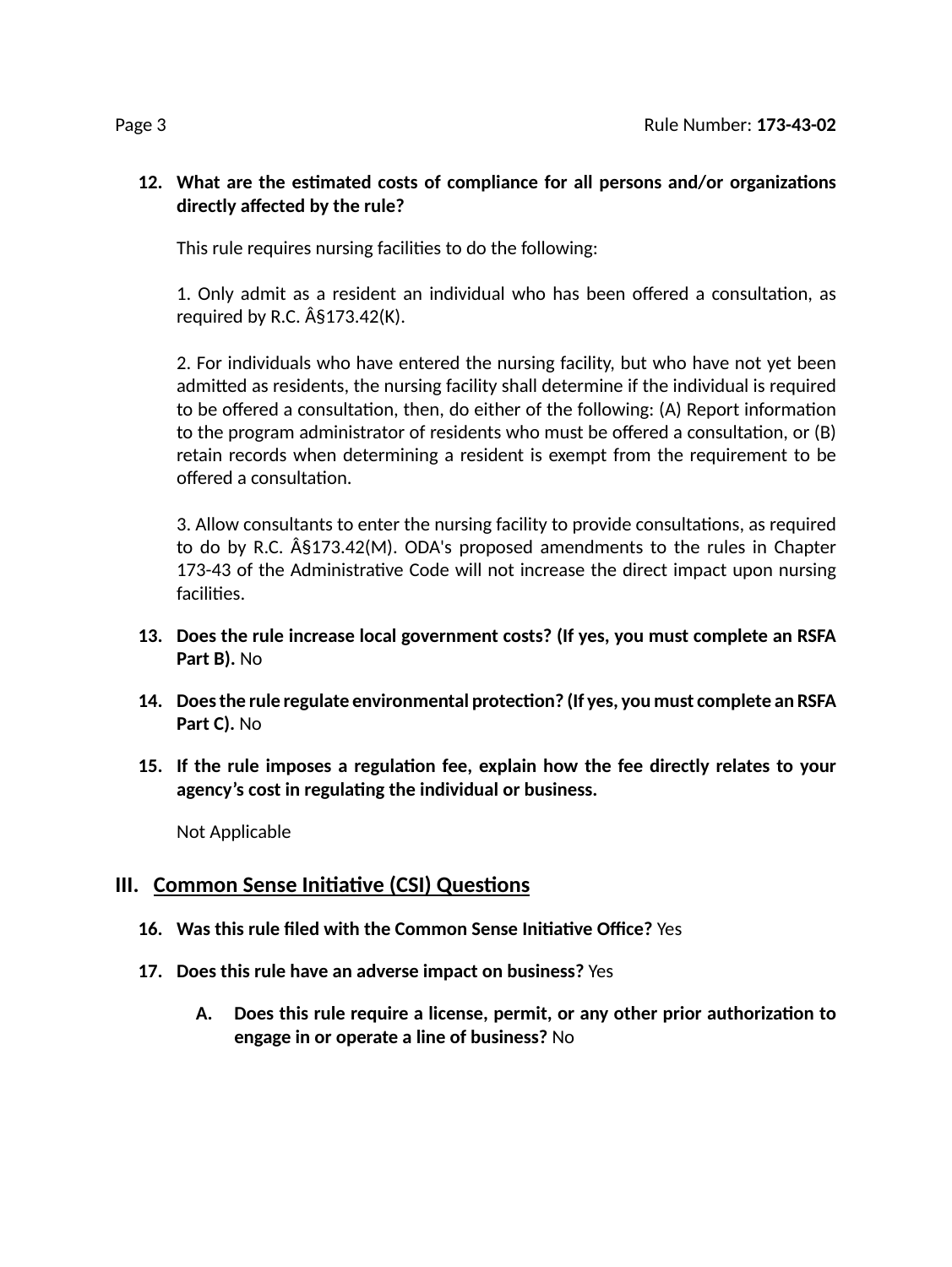12. **What are the estimated costs of compliance for all persons and/or organizations directly affected by the rule?**

    This rule requires nursing facilities to do the following:

    1. Only admit as a resident an individual who has been offered a consultation, as required by R.C. Â§173.42(K).

    2. For individuals who have entered the nursing facility, but who have not yet been admitted as residents, the nursing facility shall determine if the individual is required to be offered a consultation, then, do either of the following: (A) Report information to the program administrator of residents who must be offered a consultation, or (B) retain records when determining a resident is exempt from the requirement to be offered a consultation.

    3. Allow consultants to enter the nursing facility to provide consultations, as required to do by R.C. Â§173.42(M). ODA's proposed amendments to the rules in Chapter 173-43 of the Administrative Code will not increase the direct impact upon nursing facilities.

13. **Does the rule increase local government costs? (If yes, you must complete an RSFA Part B).** No

14. **Does the rule regulate environmental protection? (If yes, you must complete an RSFA Part C).** No

15. **If the rule imposes a regulation fee, explain how the fee directly relates to your agency's cost in regulating the individual or business.**

    Not Applicable

## III. Common Sense Initiative (CSI) Questions

16. **Was this rule filed with the Common Sense Initiative Office?** Yes

17. **Does this rule have an adverse impact on business?** Yes

    A. **Does this rule require a license, permit, or any other prior authorization to engage in or operate a line of business?** No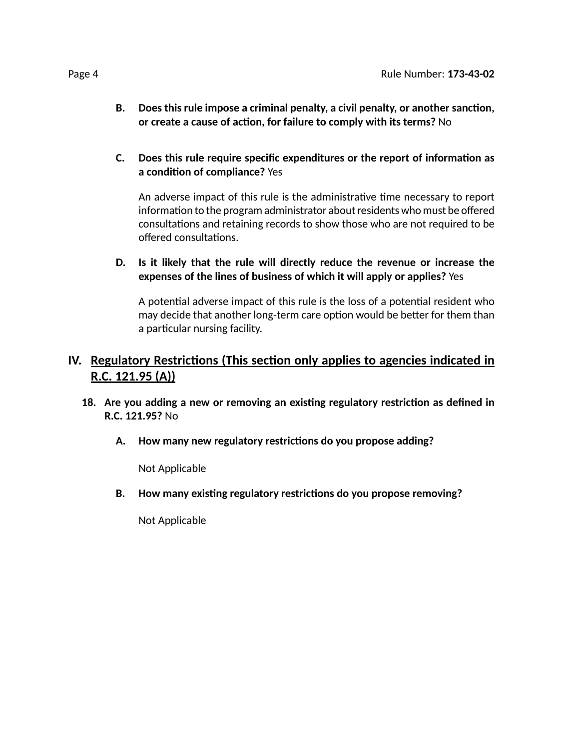B. **Does this rule impose a criminal penalty, a civil penalty, or another sanction, or create a cause of action, for failure to comply with its terms?** No

C. **Does this rule require specific expenditures or the report of information as a condition of compliance?** Yes

An adverse impact of this rule is the administrative time necessary to report information to the program administrator about residents who must be offered consultations and retaining records to show those who are not required to be offered consultations.

D. **Is it likely that the rule will directly reduce the revenue or increase the expenses of the lines of business of which it will apply or applies?** Yes

A potential adverse impact of this rule is the loss of a potential resident who may decide that another long-term care option would be better for them than a particular nursing facility.

## IV. Regulatory Restrictions (This section only applies to agencies indicated in R.C. 121.95 (A))

18. **Are you adding a new or removing an existing regulatory restriction as defined in R.C. 121.95?** No

A. **How many new regulatory restrictions do you propose adding?**

Not Applicable

B. **How many existing regulatory restrictions do you propose removing?**

Not Applicable